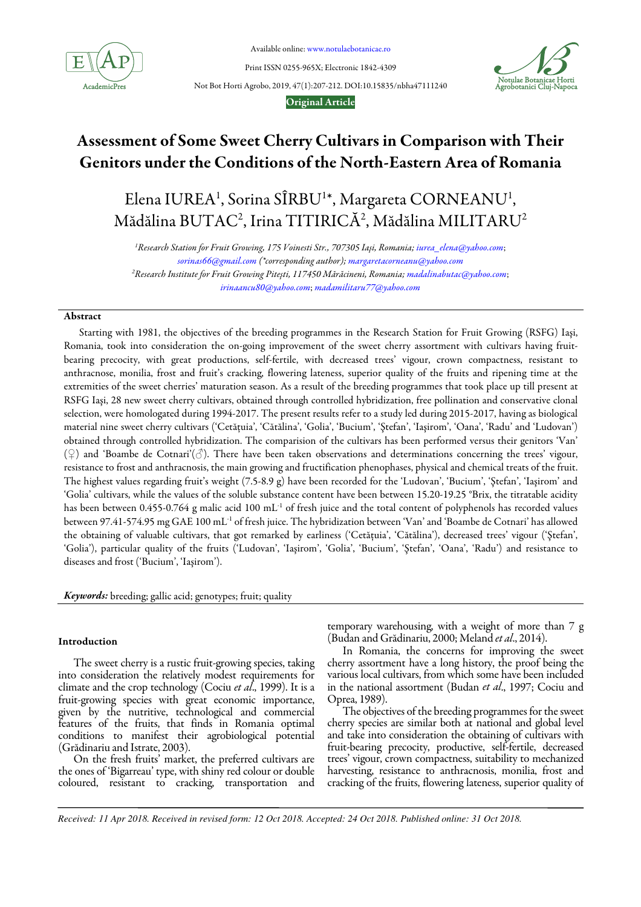# Assessment of Some Sweet Cherry Cultivars in Comparison with Their Genitors under the Conditions of the North-Eastern Area of Romania

Elena IUREA[1], Sorina SÎRBU[1*], Margareta CORNEANU[1], Mădălina BUTAC[2], Irina TITIRICĂ[2], Mădălina MILITARU[2]

[1]Research Station for Fruit Growing, 175 Voinesti Str., 707305 Iaşi, Romania; iurea_elena@yahoo.com; sorinas66@gmail.com (*corresponding author); margaretacorneanu@yahoo.com

[2]Research Institute for Fruit Growing Piteşti, 117450 Mărăcineni, Romania; madalinabutac@yahoo.com; irinaancu80@yahoo.com; madamilitaru77@yahoo.com

## Abstract

Starting with 1981, the objectives of the breeding programmes in the Research Station for Fruit Growing (RSFG) Iaşi, Romania, took into consideration the on-going improvement of the sweet cherry assortment with cultivars having fruit-bearing precocity, with great productions, self-fertile, with decreased trees' vigour, crown compactness, resistant to anthracnose, monilia, frost and fruit's cracking, flowering lateness, superior quality of the fruits and ripening time at the extremities of the sweet cherries' maturation season. As a result of the breeding programmes that took place up till present at RSFG Iaşi, 28 new sweet cherry cultivars, obtained through controlled hybridization, free pollination and conservative clonal selection, were homologated during 1994-2017. The present results refer to a study led during 2015-2017, having as biological material nine sweet cherry cultivars ('Cetăţuia', 'Cătălina', 'Golia', 'Bucium', 'Ştefan', 'Iaşirom', 'Oana', 'Radu' and 'Ludovan') obtained through controlled hybridization. The comparision of the cultivars has been performed versus their genitors 'Van' (♀) and 'Boambe de Cotnari'(♂). There have been taken observations and determinations concerning the trees' vigour, resistance to frost and anthracnosis, the main growing and fructification phenophases, physical and chemical treats of the fruit. The highest values regarding fruit's weight (7.5-8.9 g) have been recorded for the 'Ludovan', 'Bucium', 'Ştefan', 'Iaşirom' and 'Golia' cultivars, while the values of the soluble substance content have been between 15.20-19.25 °Brix, the titratable acidity has been between 0.455-0.764 g malic acid 100 $mL^{-1}$ of fresh juice and the total content of polyphenols has recorded values between 97.41-574.95 mg GAE 100 $mL^{-1}$ of fresh juice. The hybridization between 'Van' and 'Boambe de Cotnari' has allowed the obtaining of valuable cultivars, that got remarked by earliness ('Cetăţuia', 'Cătălina'), decreased trees' vigour ('Ştefan', 'Golia'), particular quality of the fruits ('Ludovan', 'Iaşirom', 'Golia', 'Bucium', 'Ştefan', 'Oana', 'Radu') and resistance to diseases and frost ('Bucium', 'Iaşirom').

***Keywords:*** breeding; gallic acid; genotypes; fruit; quality

## Introduction

The sweet cherry is a rustic fruit-growing species, taking into consideration the relatively modest requirements for climate and the crop technology (Cociu *et al*., 1999). It is a fruit-growing species with great economic importance, given by the nutritive, technological and commercial features of the fruits, that finds in Romania optimal conditions to manifest their agrobiological potential (Grădinariu and Istrate, 2003).

On the fresh fruits' market, the preferred cultivars are the ones of 'Bigarreau' type, with shiny red colour or double coloured, resistant to cracking, transportation and temporary warehousing, with a weight of more than 7 g (Budan and Grădinariu, 2000; Meland *et al*., 2014).

In Romania, the concerns for improving the sweet cherry assortment have a long history, the proof being the various local cultivars, from which some have been included in the national assortment (Budan *et al*., 1997; Cociu and Oprea, 1989).

The objectives of the breeding programmes for the sweet cherry species are similar both at national and global level and take into consideration the obtaining of cultivars with fruit-bearing precocity, productive, self-fertile, decreased trees' vigour, crown compactness, suitability to mechanized harvesting, resistance to anthracnosis, monilia, frost and cracking of the fruits, flowering lateness, superior quality of

*Received: 11 Apr 2018. Received in revised form: 12 Oct 2018. Accepted: 24 Oct 2018. Published online: 31 Oct 2018.*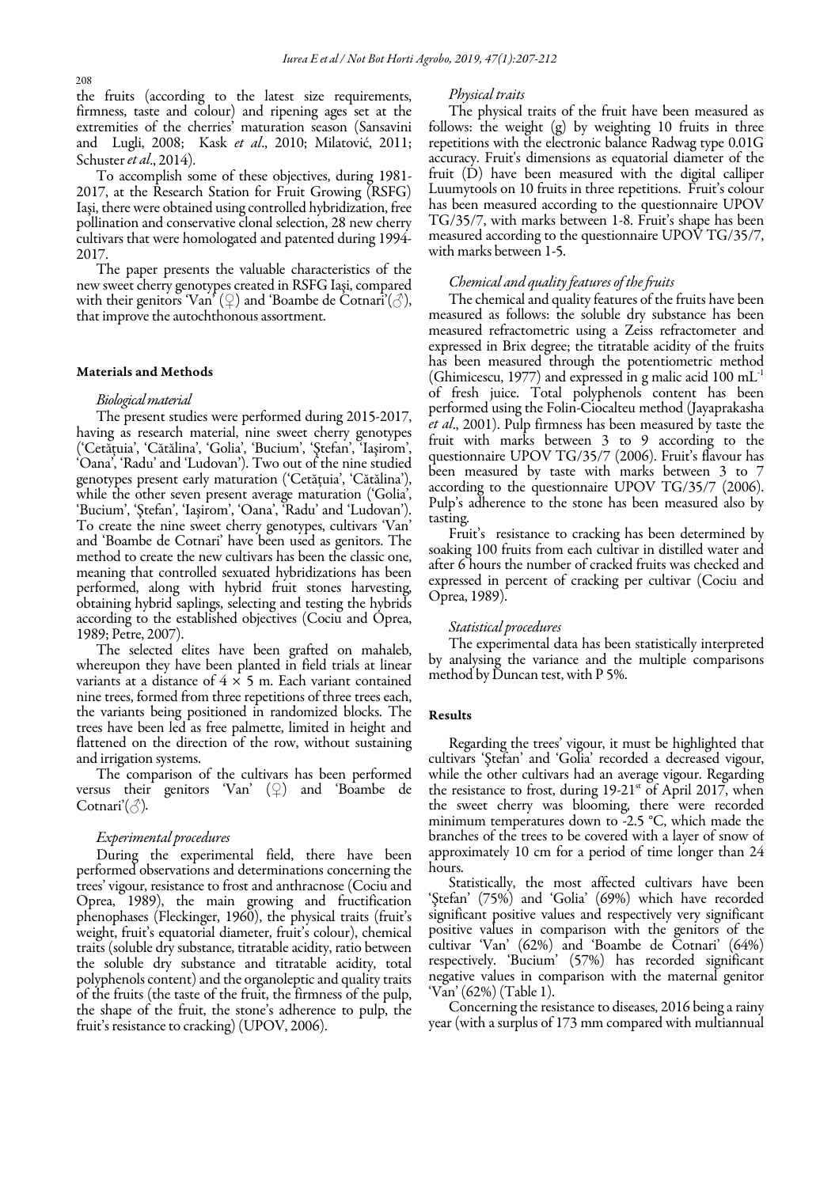the fruits (according to the latest size requirements, firmness, taste and colour) and ripening ages set at the extremities of the cherries' maturation season (Sansavini and Lugli, 2008; Kask *et al*., 2010; Milatović, 2011; Schuster *et al*., 2014).

To accomplish some of these objectives, during 1981-2017, at the Research Station for Fruit Growing (RSFG) Iaşi, there were obtained using controlled hybridization, free pollination and conservative clonal selection, 28 new cherry cultivars that were homologated and patented during 1994-2017.

The paper presents the valuable characteristics of the new sweet cherry genotypes created in RSFG Iaşi, compared with their genitors 'Van' (♀) and 'Boambe de Cotnari'(♂), that improve the autochthonous assortment.

## Materials and Methods

### *Biological material*

The present studies were performed during 2015-2017, having as research material, nine sweet cherry genotypes ('Cetăţuia', 'Cătălina', 'Golia', 'Bucium', 'Ştefan', 'Iaşirom', 'Oana', 'Radu' and 'Ludovan'). Two out of the nine studied genotypes present early maturation ('Cetăţuia', 'Cătălina'), while the other seven present average maturation ('Golia', 'Bucium', 'Ştefan', 'Iaşirom', 'Oana', 'Radu' and 'Ludovan'). To create the nine sweet cherry genotypes, cultivars 'Van' and 'Boambe de Cotnari' have been used as genitors. The method to create the new cultivars has been the classic one, meaning that controlled sexuated hybridizations has been performed, along with hybrid fruit stones harvesting, obtaining hybrid saplings, selecting and testing the hybrids according to the established objectives (Cociu and Oprea, 1989; Petre, 2007).

The selected elites have been grafted on mahaleb, whereupon they have been planted in field trials at linear variants at a distance of $4 \times 5$ m. Each variant contained nine trees, formed from three repetitions of three trees each, the variants being positioned in randomized blocks. The trees have been led as free palmette, limited in height and flattened on the direction of the row, without sustaining and irrigation systems.

The comparison of the cultivars has been performed versus their genitors 'Van' (♀) and 'Boambe de Cotnari'(♂).

### *Experimental procedures*

During the experimental field, there have been performed observations and determinations concerning the trees' vigour, resistance to frost and anthracnose (Cociu and Oprea, 1989), the main growing and fructification phenophases (Fleckinger, 1960), the physical traits (fruit's weight, fruit's equatorial diameter, fruit's colour), chemical traits (soluble dry substance, titratable acidity, ratio between the soluble dry substance and titratable acidity, total polyphenols content) and the organoleptic and quality traits of the fruits (the taste of the fruit, the firmness of the pulp, the shape of the fruit, the stone's adherence to pulp, the fruit's resistance to cracking) (UPOV, 2006).

### *Physical traits*

The physical traits of the fruit have been measured as follows: the weight (g) by weighting 10 fruits in three repetitions with the electronic balance Radwag type 0.01G accuracy. Fruit's dimensions as equatorial diameter of the fruit (D) have been measured with the digital calliper Luumytools on 10 fruits in three repetitions. Fruit's colour has been measured according to the questionnaire UPOV TG/35/7, with marks between 1-8. Fruit's shape has been measured according to the questionnaire UPOV TG/35/7, with marks between 1-5.

### *Chemical and quality features of the fruits*

The chemical and quality features of the fruits have been measured as follows: the soluble dry substance has been measured refractometric using a Zeiss refractometer and expressed in Brix degree; the titratable acidity of the fruits has been measured through the potentiometric method (Ghimicescu, 1977) and expressed in g malic acid 100 $mL^{-1}$ of fresh juice. Total polyphenols content has been performed using the Folin-Ciocalteu method (Jayaprakasha *et al*., 2001). Pulp firmness has been measured by taste the fruit with marks between 3 to 9 according to the questionnaire UPOV TG/35/7 (2006). Fruit's flavour has been measured by taste with marks between 3 to 7 according to the questionnaire UPOV TG/35/7 (2006). Pulp's adherence to the stone has been measured also by tasting.

Fruit's resistance to cracking has been determined by soaking 100 fruits from each cultivar in distilled water and after 6 hours the number of cracked fruits was checked and expressed in percent of cracking per cultivar (Cociu and Oprea, 1989).

### *Statistical procedures*

The experimental data has been statistically interpreted by analysing the variance and the multiple comparisons method by Duncan test, with P 5%.

## Results

Regarding the trees' vigour, it must be highlighted that cultivars 'Ştefan' and 'Golia' recorded a decreased vigour, while the other cultivars had an average vigour. Regarding the resistance to frost, during 19-21st of April 2017, when the sweet cherry was blooming, there were recorded minimum temperatures down to -2.5 °C, which made the branches of the trees to be covered with a layer of snow of approximately 10 cm for a period of time longer than 24 hours.

Statistically, the most affected cultivars have been 'Ştefan' (75%) and 'Golia' (69%) which have recorded significant positive values and respectively very significant positive values in comparison with the genitors of the cultivar 'Van' (62%) and 'Boambe de Cotnari' (64%) respectively. 'Bucium' (57%) has recorded significant negative values in comparison with the maternal genitor 'Van' (62%) (Table 1).

Concerning the resistance to diseases, 2016 being a rainy year (with a surplus of 173 mm compared with multiannual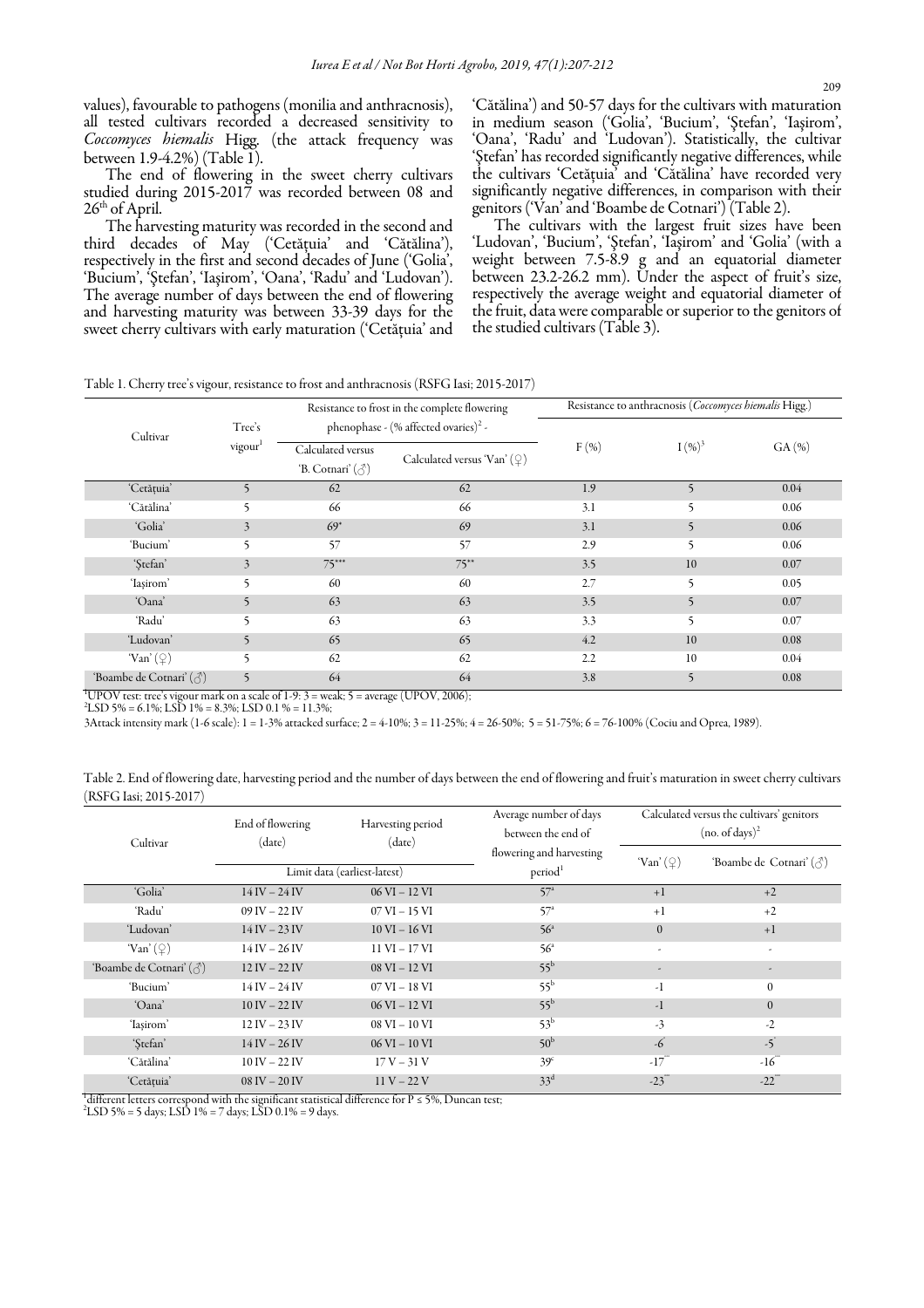values), favourable to pathogens (monilia and anthracnosis), all tested cultivars recorded a decreased sensitivity to *Coccomyces hiemalis* Higg. (the attack frequency was between 1.9-4.2%) (Table 1).

The end of flowering in the sweet cherry cultivars studied during 2015-2017 was recorded between 08 and 26th of April.

The harvesting maturity was recorded in the second and third decades of May ('Cetățuia' and 'Cătălina'), respectively in the first and second decades of June ('Golia', 'Bucium', 'Ştefan', 'Iaşirom', 'Oana', 'Radu' and 'Ludovan'). The average number of days between the end of flowering and harvesting maturity was between 33-39 days for the sweet cherry cultivars with early maturation ('Cetățuia' and 'Cătălina') and 50-57 days for the cultivars with maturation in medium season ('Golia', 'Bucium', 'Ştefan', 'Iaşirom', 'Oana', 'Radu' and 'Ludovan'). Statistically, the cultivar 'Ştefan' has recorded significantly negative differences, while the cultivars 'Cetățuia' and 'Cătălina' have recorded very significantly negative differences, in comparison with their genitors ('Van' and 'Boambe de Cotnari') (Table 2).

The cultivars with the largest fruit sizes have been 'Ludovan', 'Bucium', 'Ştefan', 'Iaşirom' and 'Golia' (with a weight between 7.5-8.9 g and an equatorial diameter between 23.2-26.2 mm). Under the aspect of fruit's size, respectively the average weight and equatorial diameter of the fruit, data were comparable or superior to the genitors of the studied cultivars (Table 3).

Table 1. Cherry tree's vigour, resistance to frost and anthracnosis (RSFG Iasi; 2015-2017)

| Cultivar | Tree's vigour[1] | Resistance to frost in the complete flowering phenophase - (% affected ovaries)[2] - | | Resistance to anthracnosis (*Coccomyces hiemalis* Higg.) | | |
|---|---|---|---|---|---|---|
| | | Calculated versus 'B. Cotnari' (♂) | Calculated versus 'Van' (♀) | F (%) | I (%)[3] | GA (%) |
| 'Cetățuia' | 5 | 62 | 62 | 1.9 | 5 | 0.04 |
| 'Cătălina' | 5 | 66 | 66 | 3.1 | 5 | 0.06 |
| 'Golia' | 3 | 69* | 69 | 3.1 | 5 | 0.06 |
| 'Bucium' | 5 | 57 | 57 | 2.9 | 5 | 0.06 |
| 'Ştefan' | 3 | 75*** | 75** | 3.5 | 10 | 0.07 |
| 'Iaşirom' | 5 | 60 | 60 | 2.7 | 5 | 0.05 |
| 'Oana' | 5 | 63 | 63 | 3.5 | 5 | 0.07 |
| 'Radu' | 5 | 63 | 63 | 3.3 | 5 | 0.07 |
| 'Ludovan' | 5 | 65 | 65 | 4.2 | 10 | 0.08 |
| 'Van' (♀) | 5 | 62 | 62 | 2.2 | 10 | 0.04 |
| 'Boambe de Cotnari' (♂) | 5 | 64 | 64 | 3.8 | 5 | 0.08 |

[1]UPOV test: tree's vigour mark on a scale of 1-9: 3 = weak; 5 = average (UPOV, 2006);
[2]LSD 5% = 6.1%; LSD 1% = 8.3%; LSD 0.1 % = 11.3%;
3Attack intensity mark (1-6 scale): 1 = 1-3% attacked surface; 2 = 4-10%; 3 = 11-25%; 4 = 26-50%; 5 = 51-75%; 6 = 76-100% (Cociu and Oprea, 1989).

Table 2. End of flowering date, harvesting period and the number of days between the end of flowering and fruit's maturation in sweet cherry cultivars (RSFG Iasi; 2015-2017)

| Cultivar | End of flowering (date) | Harvesting period (date) | Average number of days between the end of flowering and harvesting period[1] | Calculated versus the cultivars' genitors (no. of days)[2] | |
|---|---|---|---|---|---|
| | Limit data (earliest-latest) | | | 'Van' (♀) | 'Boambe de Cotnari' (♂) |
| 'Golia' | 14 IV – 24 IV | 06 VI – 12 VI | 57[a] | +1 | +2 |
| 'Radu' | 09 IV – 22 IV | 07 VI – 15 VI | 57[a] | +1 | +2 |
| 'Ludovan' | 14 IV – 23 IV | 10 VI – 16 VI | 56[a] | 0 | +1 |
| 'Van' (♀) | 14 IV – 26 IV | 11 VI – 17 VI | 56[a] | - | - |
| 'Boambe de Cotnari' (♂) | 12 IV – 22 IV | 08 VI – 12 VI | 55[b] | - | - |
| 'Bucium' | 14 IV – 24 IV | 07 VI – 18 VI | 55[b] | -1 | 0 |
| 'Oana' | 10 IV – 22 IV | 06 VI – 12 VI | 55[b] | -1 | 0 |
| 'Iaşirom' | 12 IV – 23 IV | 08 VI – 10 VI | 53[b] | -3 | -2 |
| 'Ştefan' | 14 IV – 26 IV | 06 VI – 10 VI | 50[b] | -6[o] | -5[o] |
| 'Cătălina' | 10 IV – 22 IV | 17 V – 31 V | 39[c] | -17[ooo] | -16[ooo] |
| 'Cetățuia' | 08 IV – 20 IV | 11 V – 22 V | 33[d] | -23[ooo] | -22[ooo] |

[1]different letters correspond with the significant statistical difference for P ≤ 5%, Duncan test;
[2]LSD 5% = 5 days; LSD 1% = 7 days; LSD 0.1% = 9 days.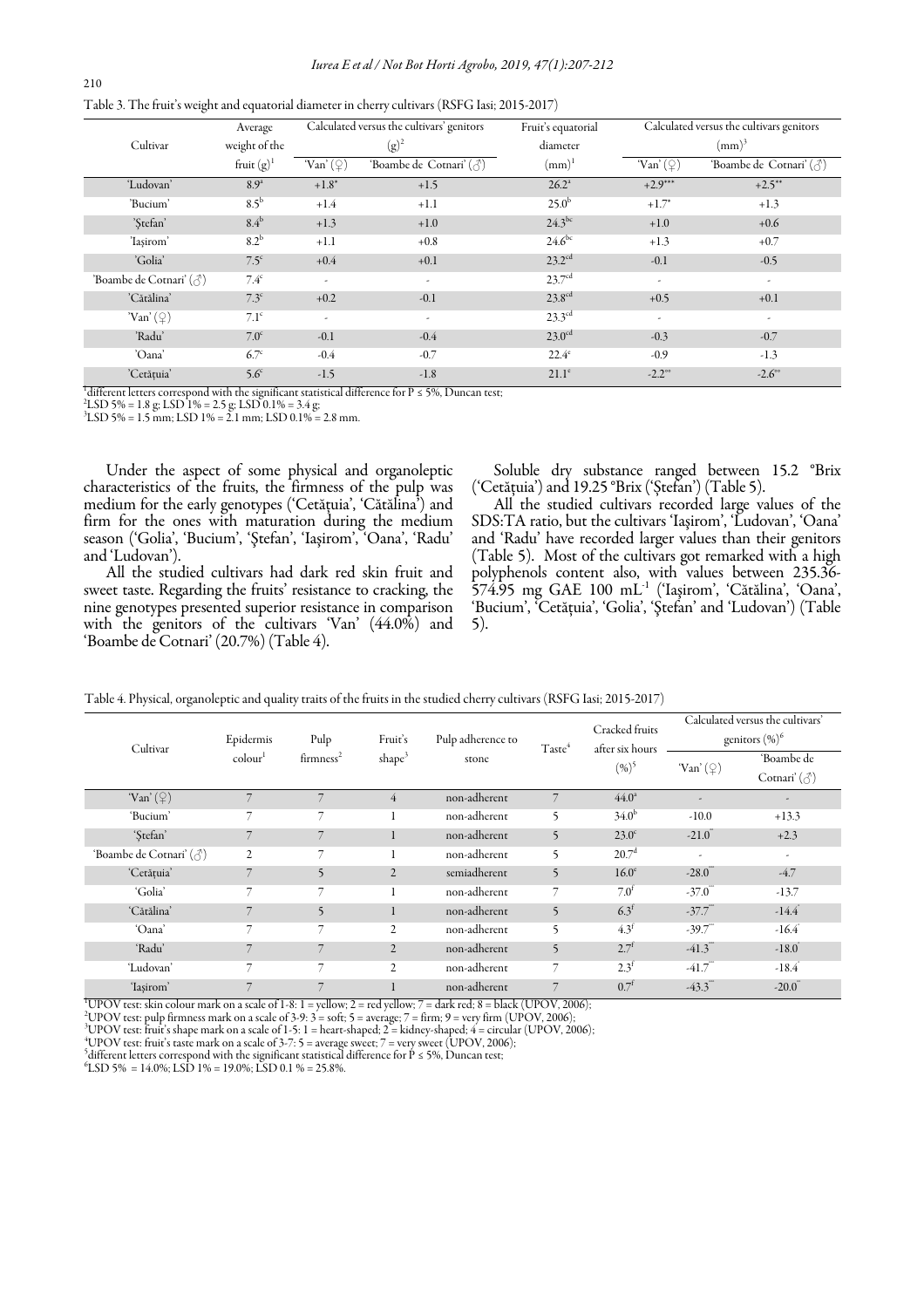Table 3. The fruit's weight and equatorial diameter in cherry cultivars (RSFG Iasi; 2015-2017)

| Cultivar | Average weight of the fruit (g)[1] | Calculated versus the cultivars' genitors (g)[2] | | Fruit's equatorial diameter (mm)[1] | Calculated versus the cultivars genitors (mm)[3] | |
|---|---|---|---|---|---|---|
| | | 'Van' (♀) | 'Boambe de Cotnari' (♂) | | 'Van' (♀) | 'Boambe de Cotnari' (♂) |
| 'Ludovan' | 8.9[a] | +1.8* | +1.5 | 26.2[a] | +2.9*** | +2.5** |
| 'Bucium' | 8.5[b] | +1.4 | +1.1 | 25.0[b] | +1.7* | +1.3 |
| 'Ştefan' | 8.4[b] | +1.3 | +1.0 | 24.3[bc] | +1.0 | +0.6 |
| 'Iaşirom' | 8.2[b] | +1.1 | +0.8 | 24.6[bc] | +1.3 | +0.7 |
| 'Golia' | 7.5[c] | +0.4 | +0.1 | 23.2[cd] | -0.1 | -0.5 |
| 'Boambe de Cotnari' (♂) | 7.4[c] | - | - | 23.7[cd] | - | - |
| 'Cătălina' | 7.3[c] | +0.2 | -0.1 | 23.8[cd] | +0.5 | +0.1 |
| 'Van' (♀) | 7.1[c] | - | - | 23.3[cd] | - | - |
| 'Radu' | 7.0[c] | -0.1 | -0.4 | 23.0[cd] | -0.3 | -0.7 |
| 'Oana' | 6.7[c] | -0.4 | -0.7 | 22.4[e] | -0.9 | -1.3 |
| 'Cetăţuia' | 5.6[c] | -1.5 | -1.8 | 21.1[e] | -2.2°° | -2.6°° |

[1]different letters correspond with the significant statistical difference for P ≤ 5%, Duncan test;
[2]LSD 5% = 1.8 g; LSD 1% = 2.5 g; LSD 0.1% = 3.4 g;
[3]LSD 5% = 1.5 mm; LSD 1% = 2.1 mm; LSD 0.1% = 2.8 mm.

Under the aspect of some physical and organoleptic characteristics of the fruits, the firmness of the pulp was medium for the early genotypes ('Cetăţuia', 'Cătălina') and firm for the ones with maturation during the medium season ('Golia', 'Bucium', 'Ştefan', 'Iaşirom', 'Oana', 'Radu' and 'Ludovan').

All the studied cultivars had dark red skin fruit and sweet taste. Regarding the fruits' resistance to cracking, the nine genotypes presented superior resistance in comparison with the genitors of the cultivars 'Van' (44.0%) and 'Boambe de Cotnari' (20.7%) (Table 4).

Soluble dry substance ranged between 15.2 °Brix ('Cetăţuia') and 19.25 °Brix ('Ştefan') (Table 5).

All the studied cultivars recorded large values of the SDS:TA ratio, but the cultivars 'Iaşirom', 'Ludovan', 'Oana' and 'Radu' have recorded larger values than their genitors (Table 5). Most of the cultivars got remarked with a high polyphenols content also, with values between 235.36-574.95 mg GAE 100 mL$^{-1}$ ('Iaşirom', 'Cătălina', 'Oana', 'Bucium', 'Cetăţuia', 'Golia', 'Ştefan' and 'Ludovan') (Table 5).

Table 4. Physical, organoleptic and quality traits of the fruits in the studied cherry cultivars (RSFG Iasi; 2015-2017)

| Cultivar | Epidermis colour[1] | Pulp firmness[2] | Fruit's shape[3] | Pulp adherence to stone | Taste[4] | Cracked fruits after six hours (%)[5] | Calculated versus the cultivars' genitors (%)[6] | |
|---|---|---|---|---|---|---|---|---|
| | | | | | | | 'Van' (♀) | 'Boambe de Cotnari' (♂) |
| 'Van' (♀) | 7 | 7 | 4 | non-adherent | 7 | 44.0[a] | - | - |
| 'Bucium' | 7 | 7 | 1 | non-adherent | 5 | 34.0[b] | -10.0 | +13.3 |
| 'Ştefan' | 7 | 7 | 1 | non-adherent | 5 | 23.0[c] | -21.0° | +2.3 |
| 'Boambe de Cotnari' (♂) | 2 | 7 | 1 | non-adherent | 5 | 20.7[d] | - | - |
| 'Cetăţuia' | 7 | 5 | 2 | semiadherent | 5 | 16.0[e] | -28.0°°° | -4.7 |
| 'Golia' | 7 | 7 | 1 | non-adherent | 7 | 7.0[f] | -37.0°°° | -13.7 |
| 'Cătălina' | 7 | 5 | 1 | non-adherent | 5 | 6.3[f] | -37.7°°° | -14.4° |
| 'Oana' | 7 | 7 | 2 | non-adherent | 5 | 4.3[f] | -39.7°°° | -16.4° |
| 'Radu' | 7 | 7 | 2 | non-adherent | 5 | 2.7[f] | -41.3°°° | -18.0° |
| 'Ludovan' | 7 | 7 | 2 | non-adherent | 7 | 2.3[f] | -41.7°°° | -18.4° |
| 'Iaşirom' | 7 | 7 | 1 | non-adherent | 7 | 0.7[f] | -43.3°°° | -20.0°° |

[1]UPOV test: skin colour mark on a scale of 1-8: 1 = yellow; 2 = red yellow; 7 = dark red; 8 = black (UPOV, 2006);
[2]UPOV test: pulp firmness mark on a scale of 3-9: 3 = soft; 5 = average; 7 = firm; 9 = very firm (UPOV, 2006);
[3]UPOV test: fruit's shape mark on a scale of 1-5: 1 = heart-shaped; 2 = kidney-shaped; 4 = circular (UPOV, 2006);
[4]UPOV test: fruit's taste mark on a scale of 3-7: 5 = average sweet; 7 = very sweet (UPOV, 2006);
[5]different letters correspond with the significant statistical difference for P ≤ 5%, Duncan test;
[6]LSD 5% = 14.0%; LSD 1% = 19.0%; LSD 0.1 % = 25.8%.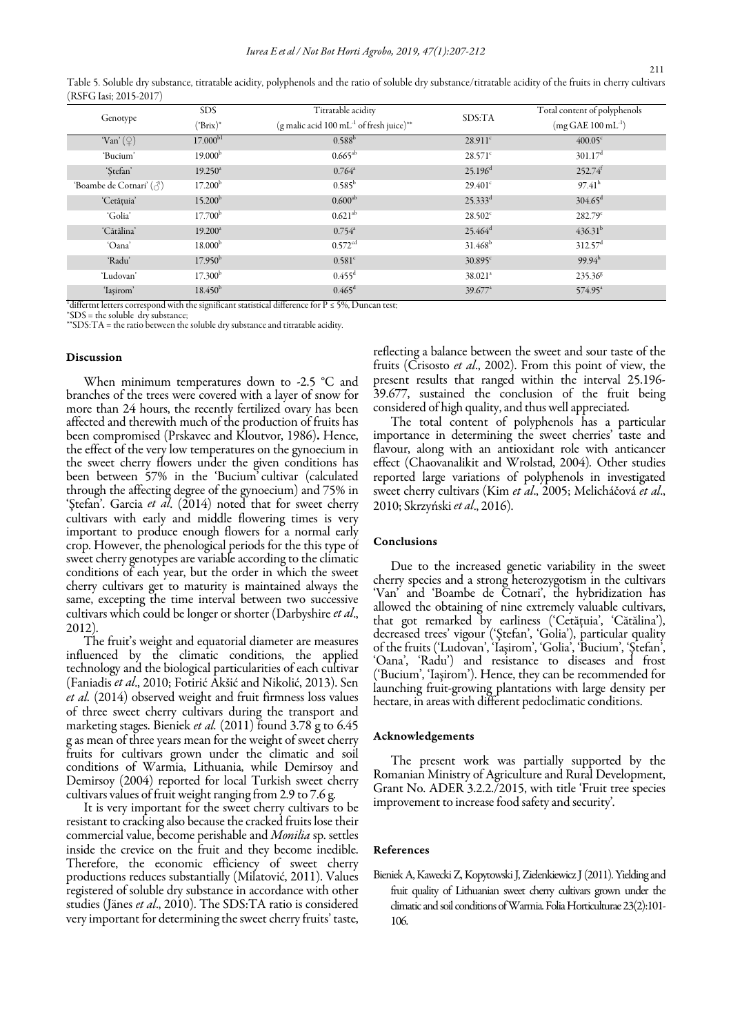Table 5. Soluble dry substance, titratable acidity, polyphenols and the ratio of soluble dry substance/titratable acidity of the fruits in cherry cultivars (RSFG Iasi; 2015-2017)

| Genotype | SDS (°Brix)* | Titratable acidity (g malic acid 100 mL$^{-1}$ of fresh juice)** | SDS:TA | Total content of polyphenols (mg GAE 100 mL$^{-1}$) |
|---|---|---|---|---|
| 'Van' (♀) | 17.000[b1] | 0.588[b] | 28.911[c] | 400.05[c] |
| 'Bucium' | 19.000[b] | 0.665[ab] | 28.571[c] | 301.17[d] |
| 'Ştefan' | 19.250[a] | 0.764[a] | 25.196[d] | 252.74[f] |
| 'Boambe de Cotnari' (♂) | 17.200[b] | 0.585[b] | 29.401[c] | 97.41[h] |
| 'Cetăţuia' | 15.200[b] | 0.600[ab] | 25.333[d] | 304.65[d] |
| 'Golia' | 17.700[b] | 0.621[ab] | 28.502[c] | 282.79[e] |
| 'Cătălina' | 19.200[a] | 0.754[a] | 25.464[d] | 436.31[b] |
| 'Oana' | 18.000[b] | 0.572[cd] | 31.468[b] | 312.57[d] |
| 'Radu' | 17.950[b] | 0.581[c] | 30.895[c] | 99.94[h] |
| 'Ludovan' | 17.300[b] | 0.455[d] | 38.021[a] | 235.36[g] |
| 'Iaşirom' | 18.450[b] | 0.465[d] | 39.677[a] | 574.95[a] |

[1]differtnt letters correspond with the significant statistical difference for P ≤ 5%, Duncan test;
*SDS = the soluble dry substance;
**SDS:TA = the ratio between the soluble dry substance and titratable acidity.

## Discussion

When minimum temperatures down to -2.5 °C and branches of the trees were covered with a layer of snow for more than 24 hours, the recently fertilized ovary has been affected and therewith much of the production of fruits has been compromised (Prskavec and Kloutvor, 1986). Hence, the effect of the very low temperatures on the gynoecium in the sweet cherry flowers under the given conditions has been between 57% in the 'Bucium' cultivar (calculated through the affecting degree of the gynoecium) and 75% in 'Ştefan'. Garcia *et al*. (2014) noted that for sweet cherry cultivars with early and middle flowering times is very important to produce enough flowers for a normal early crop. However, the phenological periods for the this type of sweet cherry genotypes are variable according to the climatic conditions of each year, but the order in which the sweet cherry cultivars get to maturity is maintained always the same, excepting the time interval between two successive cultivars which could be longer or shorter (Darbyshire *et al*., 2012).

The fruit's weight and equatorial diameter are measures influenced by the climatic conditions, the applied technology and the biological particularities of each cultivar (Faniadis *et al*., 2010; Fotirić Akšić and Nikolić, 2013). Sen *et al.* (2014) observed weight and fruit firmness loss values of three sweet cherry cultivars during the transport and marketing stages. Bieniek *et al.* (2011) found 3.78 g to 6.45 g as mean of three years mean for the weight of sweet cherry fruits for cultivars grown under the climatic and soil conditions of Warmia, Lithuania, while Demirsoy and Demirsoy (2004) reported for local Turkish sweet cherry cultivars values of fruit weight ranging from 2.9 to 7.6 g.

It is very important for the sweet cherry cultivars to be resistant to cracking also because the cracked fruits lose their commercial value, become perishable and *Monilia* sp. settles inside the crevice on the fruit and they become inedible. Therefore, the economic efficiency of sweet cherry productions reduces substantially (Milatović, 2011). Values registered of soluble dry substance in accordance with other studies (Jänes *et al*., 2010). The SDS:TA ratio is considered very important for determining the sweet cherry fruits' taste, reflecting a balance between the sweet and sour taste of the fruits (Crisosto *et al*., 2002). From this point of view, the present results that ranged within the interval 25.196-39.677, sustained the conclusion of the fruit being considered of high quality, and thus well appreciated.

The total content of polyphenols has a particular importance in determining the sweet cherries' taste and flavour, along with an antioxidant role with anticancer effect (Chaovanalikit and Wrolstad, 2004). Other studies reported large variations of polyphenols in investigated sweet cherry cultivars (Kim *et al*., 2005; Melicháčová *et al*., 2010; Skrzyński *et al*., 2016).

## Conclusions

Due to the increased genetic variability in the sweet cherry species and a strong heterozygotism in the cultivars 'Van' and 'Boambe de Cotnari', the hybridization has allowed the obtaining of nine extremely valuable cultivars, that got remarked by earliness ('Cetăţuia', 'Cătălina'), decreased trees' vigour ('Ştefan', 'Golia'), particular quality of the fruits ('Ludovan', 'Iaşirom', 'Golia', 'Bucium', 'Ştefan', 'Oana', 'Radu') and resistance to diseases and frost ('Bucium', 'Iaşirom'). Hence, they can be recommended for launching fruit-growing plantations with large density per hectare, in areas with different pedoclimatic conditions.

## Acknowledgements

The present work was partially supported by the Romanian Ministry of Agriculture and Rural Development, Grant No. ADER 3.2.2./2015, with title 'Fruit tree species improvement to increase food safety and security'.

## References

Bieniek A, Kawecki Z, Kopytowski J, Zielenkiewicz J (2011). Yielding and fruit quality of Lithuanian sweet cherry cultivars grown under the climatic and soil conditions of Warmia. Folia Horticulturae 23(2):101-106.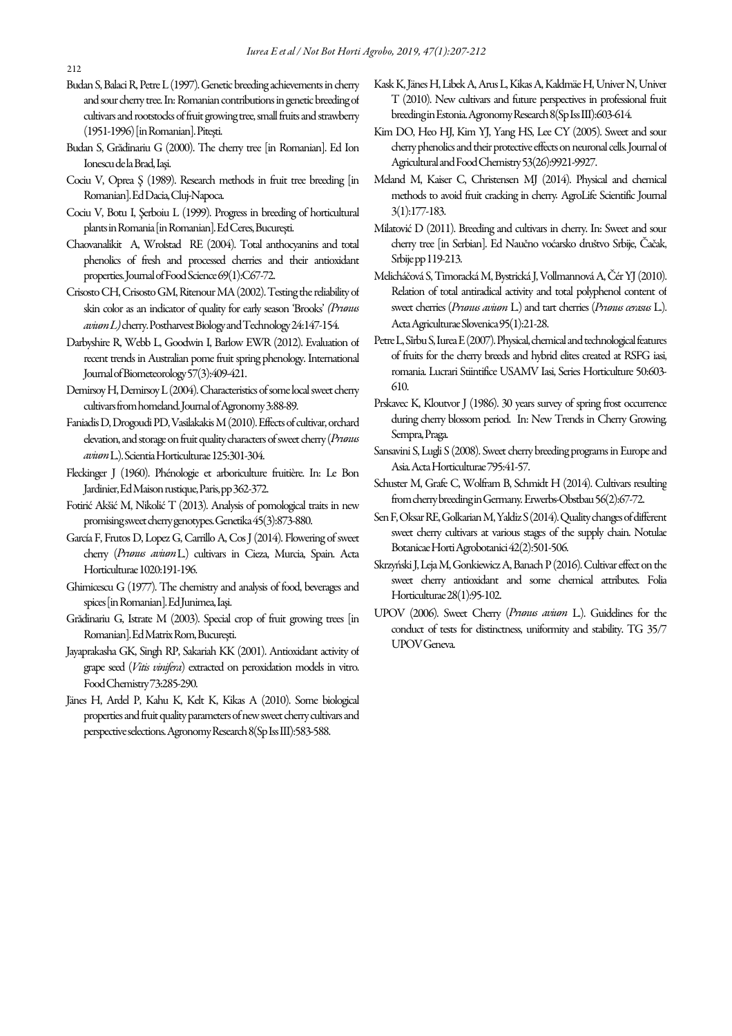Budan S, Balaci R, Petre L (1997). Genetic breeding achievements in cherry and sour cherry tree. In: Romanian contributions in genetic breeding of cultivars and rootstocks of fruit growing tree, small fruits and strawberry (1951-1996) [in Romanian]. Pitești.

Budan S, Grădinariu G (2000). The cherry tree [in Romanian]. Ed Ion Ionescu de la Brad, Iaşi.

Cociu V, Oprea Ş (1989). Research methods in fruit tree breeding [in Romanian]. Ed Dacia, Cluj-Napoca.

Cociu V, Botu I, Şerboiu L (1999). Progress in breeding of horticultural plants in Romania [in Romanian]. Ed Ceres, Bucureşti.

Chaovanalikit A, Wrolstad RE (2004). Total anthocyanins and total phenolics of fresh and processed cherries and their antioxidant properties. Journal of Food Science 69(1):C67-72.

Crisosto CH, Crisosto GM, Ritenour MA (2002). Testing the reliability of skin color as an indicator of quality for early season 'Brooks' *(Prunus avium L.)* cherry. Postharvest Biology and Technology 24:147-154.

Darbyshire R, Webb L, Goodwin I, Barlow EWR (2012). Evaluation of recent trends in Australian pome fruit spring phenology. International Journal of Biometeorology 57(3):409-421.

Demirsoy H, Demirsoy L (2004). Characteristics of some local sweet cherry cultivars from homeland. Journal of Agronomy 3:88-89.

Faniadis D, Drogoudi PD, Vasilakakis M (2010). Effects of cultivar, orchard elevation, and storage on fruit quality characters of sweet cherry (*Prunus avium* L.). Scientia Horticulturae 125:301-304.

Fleckinger J (1960). Phénologie et arboriculture fruitière. In: Le Bon Jardinier, Ed Maison rustique, Paris, pp 362-372.

Fotirić Akšić M, Nikolić T (2013). Analysis of pomological traits in new promising sweet cherry genotypes. Genetika 45(3):873-880.

García F, Frutos D, Lopez G, Carrillo A, Cos J (2014). Flowering of sweet cherry (*Prunus avium* L.) cultivars in Cieza, Murcia, Spain. Acta Horticulturae 1020:191-196.

Ghimicescu G (1977). The chemistry and analysis of food, beverages and spices [in Romanian]. Ed Junimea, Iaşi.

Grădinariu G, Istrate M (2003). Special crop of fruit growing trees [in Romanian]. Ed Matrix Rom, Bucureşti.

Jayaprakasha GK, Singh RP, Sakariah KK (2001). Antioxidant activity of grape seed (*Vitis vinifera*) extracted on peroxidation models in vitro. Food Chemistry 73:285-290.

Jänes H, Ardel P, Kahu K, Kelt K, Kikas A (2010). Some biological properties and fruit quality parameters of new sweet cherry cultivars and perspective selections. Agronomy Research 8(Sp Iss III):583-588.

Kask K, Jänes H, Libek A, Arus L, Kikas A, Kaldmäe H, Univer N, Univer T (2010). New cultivars and future perspectives in professional fruit breeding in Estonia. Agronomy Research 8(Sp Iss III):603-614.

Kim DO, Heo HJ, Kim YJ, Yang HS, Lee CY (2005). Sweet and sour cherry phenolics and their protective effects on neuronal cells. Journal of Agricultural and Food Chemistry 53(26):9921-9927.

Meland M, Kaiser C, Christensen MJ (2014). Physical and chemical methods to avoid fruit cracking in cherry. AgroLife Scientific Journal 3(1):177-183.

Milatović D (2011). Breeding and cultivars in cherry. In: Sweet and sour cherry tree [in Serbian]. Ed Naučno voćarsko društvo Srbije, Čačak, Srbije pp 119-213.

Melicháčová S, Timoracká M, Bystrická J, Vollmannová A, Čér YJ (2010). Relation of total antiradical activity and total polyphenol content of sweet cherries (*Prunus avium* L.) and tart cherries (*Prunus cerasus* L.). Acta Agriculturae Slovenica 95(1):21-28.

Petre L, Sîrbu S, Iurea E (2007). Physical, chemical and technological features of fruits for the cherry breeds and hybrid elites created at RSFG iasi, romania. Lucrari Stiintifice USAMV Iasi, Series Horticulture 50:603-610.

Prskavec K, Kloutvor J (1986). 30 years survey of spring frost occurrence during cherry blossom period. In: New Trends in Cherry Growing. Sempra, Praga.

Sansavini S, Lugli S (2008). Sweet cherry breeding programs in Europe and Asia. Acta Horticulturae 795:41-57.

Schuster M, Grafe C, Wolfram B, Schmidt H (2014). Cultivars resulting from cherry breeding in Germany. Erwerbs-Obstbau 56(2):67-72.

Sen F, Oksar RE, Golkarian M, Yaldiz S (2014). Quality changes of different sweet cherry cultivars at various stages of the supply chain. Notulae Botanicae Horti Agrobotanici 42(2):501-506.

Skrzyński J, Leja M, Gonkiewicz A, Banach P (2016). Cultivar effect on the sweet cherry antioxidant and some chemical attributes. Folia Horticulturae 28(1):95-102.

UPOV (2006). Sweet Cherry (*Prunus avium* L.). Guidelines for the conduct of tests for distinctness, uniformity and stability. TG 35/7 UPOV Geneva.